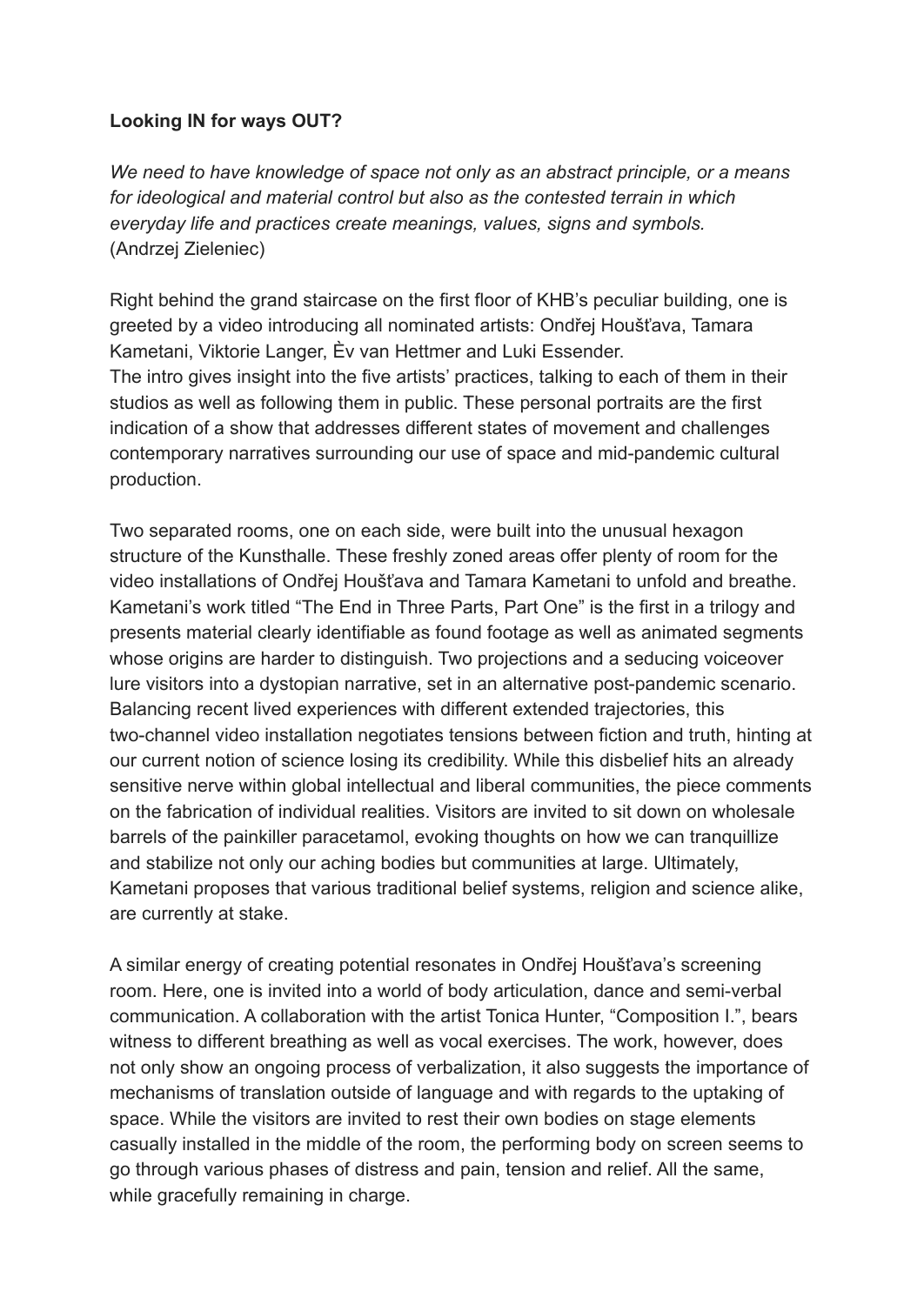**Looking IN for ways OUT?**

*We need to have knowledge of space not only as an abstract principle, or a means for ideological and material control but also as the contested terrain in which everyday life and practices create meanings, values, signs and symbols.*
(Andrzej Zieleniec)

Right behind the grand staircase on the first floor of KHB's peculiar building, one is greeted by a video introducing all nominated artists: Ondřej Houšťava, Tamara Kametani, Viktorie Langer, Èv van Hettmer and Luki Essender.
The intro gives insight into the five artists' practices, talking to each of them in their studios as well as following them in public. These personal portraits are the first indication of a show that addresses different states of movement and challenges contemporary narratives surrounding our use of space and mid-pandemic cultural production.

Two separated rooms, one on each side, were built into the unusual hexagon structure of the Kunsthalle. These freshly zoned areas offer plenty of room for the video installations of Ondřej Houšťava and Tamara Kametani to unfold and breathe. Kametani's work titled "The End in Three Parts, Part One" is the first in a trilogy and presents material clearly identifiable as found footage as well as animated segments whose origins are harder to distinguish. Two projections and a seducing voiceover lure visitors into a dystopian narrative, set in an alternative post-pandemic scenario. Balancing recent lived experiences with different extended trajectories, this two-channel video installation negotiates tensions between fiction and truth, hinting at our current notion of science losing its credibility. While this disbelief hits an already sensitive nerve within global intellectual and liberal communities, the piece comments on the fabrication of individual realities. Visitors are invited to sit down on wholesale barrels of the painkiller paracetamol, evoking thoughts on how we can tranquillize and stabilize not only our aching bodies but communities at large. Ultimately, Kametani proposes that various traditional belief systems, religion and science alike, are currently at stake.

A similar energy of creating potential resonates in Ondřej Houšťava's screening room. Here, one is invited into a world of body articulation, dance and semi-verbal communication. A collaboration with the artist Tonica Hunter, "Composition I.", bears witness to different breathing as well as vocal exercises. The work, however, does not only show an ongoing process of verbalization, it also suggests the importance of mechanisms of translation outside of language and with regards to the uptaking of space. While the visitors are invited to rest their own bodies on stage elements casually installed in the middle of the room, the performing body on screen seems to go through various phases of distress and pain, tension and relief. All the same, while gracefully remaining in charge.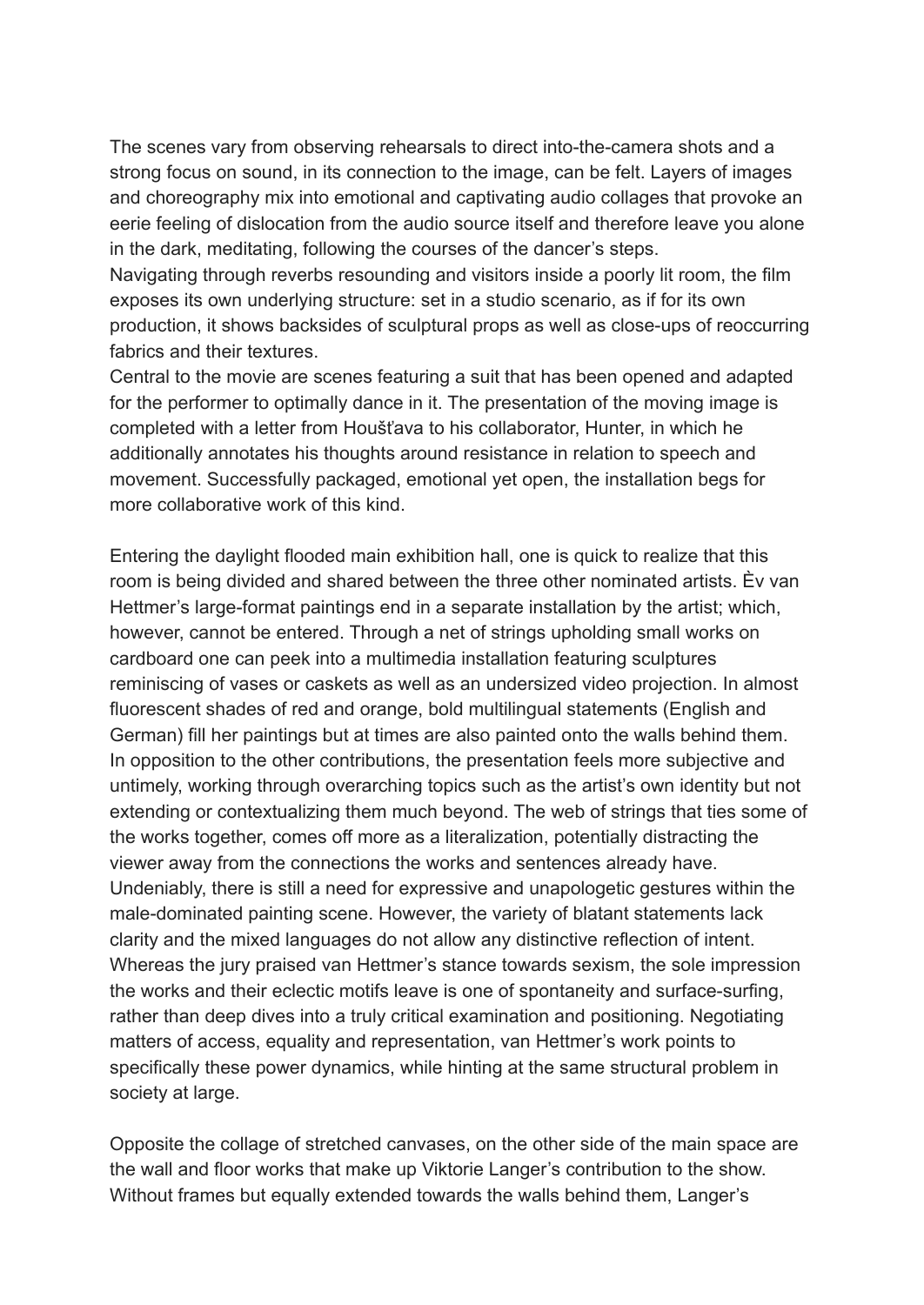The scenes vary from observing rehearsals to direct into-the-camera shots and a strong focus on sound, in its connection to the image, can be felt. Layers of images and choreography mix into emotional and captivating audio collages that provoke an eerie feeling of dislocation from the audio source itself and therefore leave you alone in the dark, meditating, following the courses of the dancer's steps.
Navigating through reverbs resounding and visitors inside a poorly lit room, the film exposes its own underlying structure: set in a studio scenario, as if for its own production, it shows backsides of sculptural props as well as close-ups of reoccurring fabrics and their textures.
Central to the movie are scenes featuring a suit that has been opened and adapted for the performer to optimally dance in it. The presentation of the moving image is completed with a letter from Houšťava to his collaborator, Hunter, in which he additionally annotates his thoughts around resistance in relation to speech and movement. Successfully packaged, emotional yet open, the installation begs for more collaborative work of this kind.

Entering the daylight flooded main exhibition hall, one is quick to realize that this room is being divided and shared between the three other nominated artists. Èv van Hettmer's large-format paintings end in a separate installation by the artist; which, however, cannot be entered. Through a net of strings upholding small works on cardboard one can peek into a multimedia installation featuring sculptures reminiscing of vases or caskets as well as an undersized video projection. In almost fluorescent shades of red and orange, bold multilingual statements (English and German) fill her paintings but at times are also painted onto the walls behind them. In opposition to the other contributions, the presentation feels more subjective and untimely, working through overarching topics such as the artist's own identity but not extending or contextualizing them much beyond. The web of strings that ties some of the works together, comes off more as a literalization, potentially distracting the viewer away from the connections the works and sentences already have. Undeniably, there is still a need for expressive and unapologetic gestures within the male-dominated painting scene. However, the variety of blatant statements lack clarity and the mixed languages do not allow any distinctive reflection of intent. Whereas the jury praised van Hettmer's stance towards sexism, the sole impression the works and their eclectic motifs leave is one of spontaneity and surface-surfing, rather than deep dives into a truly critical examination and positioning. Negotiating matters of access, equality and representation, van Hettmer's work points to specifically these power dynamics, while hinting at the same structural problem in society at large.

Opposite the collage of stretched canvases, on the other side of the main space are the wall and floor works that make up Viktorie Langer's contribution to the show. Without frames but equally extended towards the walls behind them, Langer's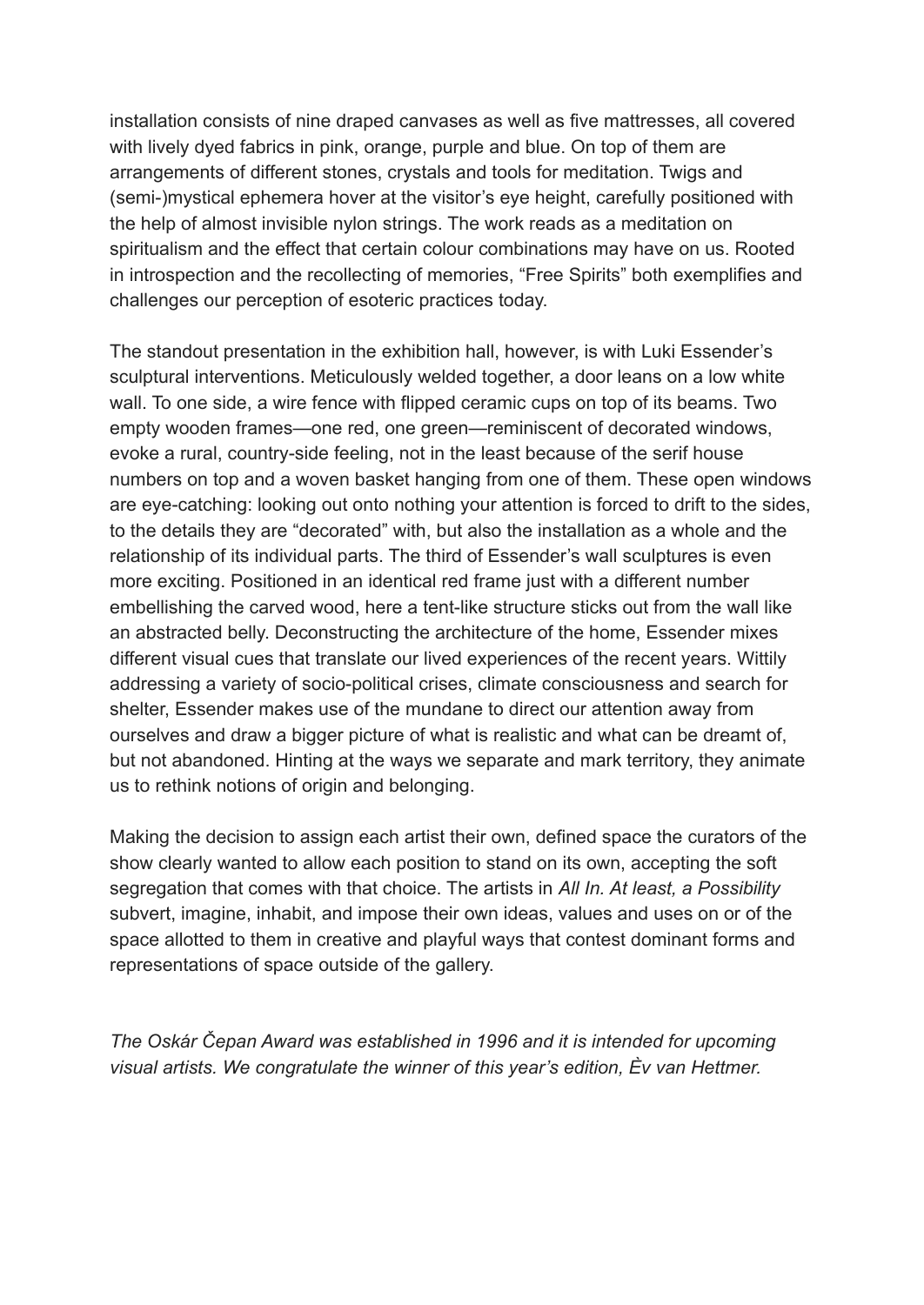installation consists of nine draped canvases as well as five mattresses, all covered with lively dyed fabrics in pink, orange, purple and blue. On top of them are arrangements of different stones, crystals and tools for meditation. Twigs and (semi-)mystical ephemera hover at the visitor's eye height, carefully positioned with the help of almost invisible nylon strings. The work reads as a meditation on spiritualism and the effect that certain colour combinations may have on us. Rooted in introspection and the recollecting of memories, "Free Spirits" both exemplifies and challenges our perception of esoteric practices today.

The standout presentation in the exhibition hall, however, is with Luki Essender's sculptural interventions. Meticulously welded together, a door leans on a low white wall. To one side, a wire fence with flipped ceramic cups on top of its beams. Two empty wooden frames—one red, one green—reminiscent of decorated windows, evoke a rural, country-side feeling, not in the least because of the serif house numbers on top and a woven basket hanging from one of them. These open windows are eye-catching: looking out onto nothing your attention is forced to drift to the sides, to the details they are "decorated" with, but also the installation as a whole and the relationship of its individual parts. The third of Essender's wall sculptures is even more exciting. Positioned in an identical red frame just with a different number embellishing the carved wood, here a tent-like structure sticks out from the wall like an abstracted belly. Deconstructing the architecture of the home, Essender mixes different visual cues that translate our lived experiences of the recent years. Wittily addressing a variety of socio-political crises, climate consciousness and search for shelter, Essender makes use of the mundane to direct our attention away from ourselves and draw a bigger picture of what is realistic and what can be dreamt of, but not abandoned. Hinting at the ways we separate and mark territory, they animate us to rethink notions of origin and belonging.

Making the decision to assign each artist their own, defined space the curators of the show clearly wanted to allow each position to stand on its own, accepting the soft segregation that comes with that choice. The artists in *All In. At least, a Possibility* subvert, imagine, inhabit, and impose their own ideas, values and uses on or of the space allotted to them in creative and playful ways that contest dominant forms and representations of space outside of the gallery.

*The Oskár Čepan Award was established in 1996 and it is intended for upcoming visual artists. We congratulate the winner of this year's edition, Èv van Hettmer.*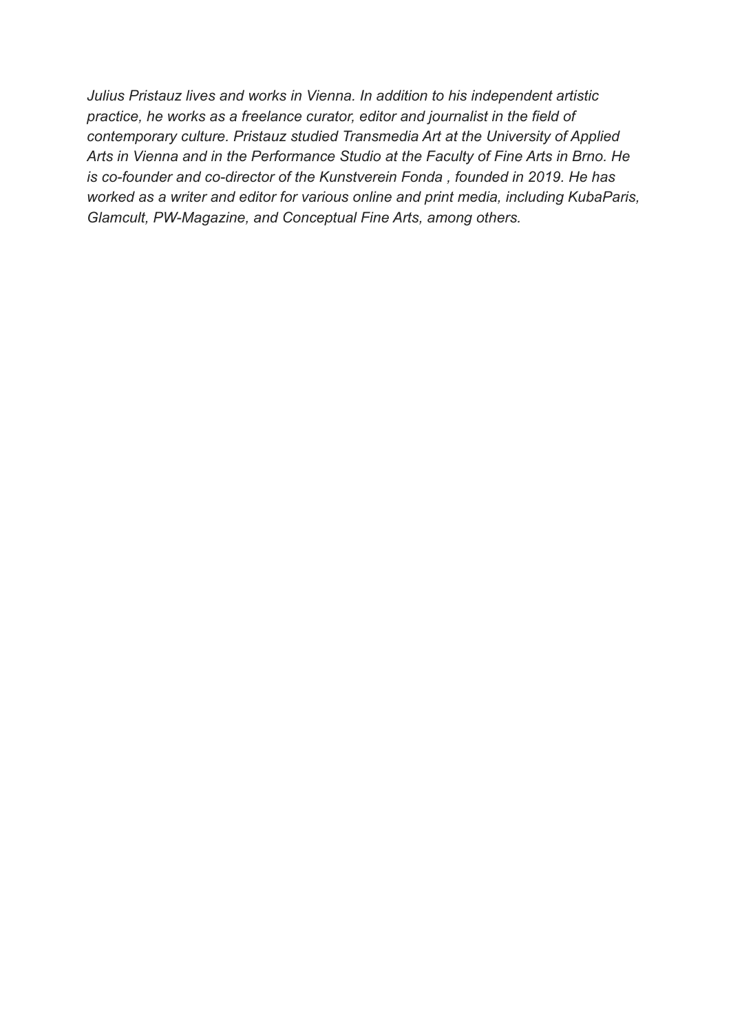*Julius Pristauz lives and works in Vienna. In addition to his independent artistic practice, he works as a freelance curator, editor and journalist in the field of contemporary culture. Pristauz studied Transmedia Art at the University of Applied Arts in Vienna and in the Performance Studio at the Faculty of Fine Arts in Brno. He is co-founder and co-director of the Kunstverein Fonda , founded in 2019. He has worked as a writer and editor for various online and print media, including KubaParis, Glamcult, PW-Magazine, and Conceptual Fine Arts, among others.*